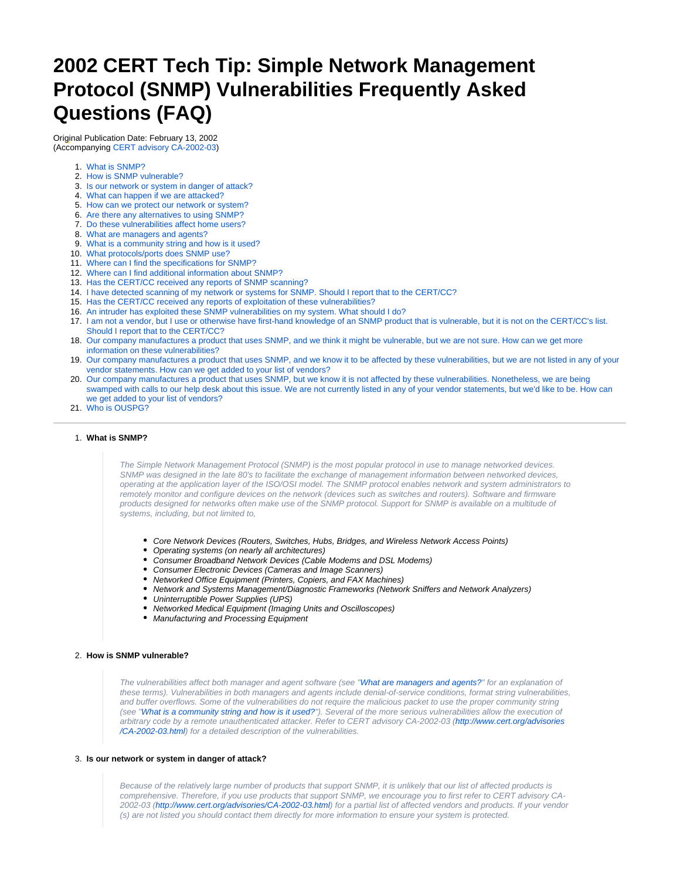# 2002 CERT Tech Tip: Simple Network Management Protocol (SNMP) Vulnerabilities Frequently Asked Questions (FAQ)

Original Publication Date: February 13, 2002
(Accompanying CERT advisory CA-2002-03)

1. What is SNMP?
2. How is SNMP vulnerable?
3. Is our network or system in danger of attack?
4. What can happen if we are attacked?
5. How can we protect our network or system?
6. Are there any alternatives to using SNMP?
7. Do these vulnerabilities affect home users?
8. What are managers and agents?
9. What is a community string and how is it used?
10. What protocols/ports does SNMP use?
11. Where can I find the specifications for SNMP?
12. Where can I find additional information about SNMP?
13. Has the CERT/CC received any reports of SNMP scanning?
14. I have detected scanning of my network or systems for SNMP. Should I report that to the CERT/CC?
15. Has the CERT/CC received any reports of exploitation of these vulnerabilities?
16. An intruder has exploited these SNMP vulnerabilities on my system. What should I do?
17. I am not a vendor, but I use or otherwise have first-hand knowledge of an SNMP product that is vulnerable, but it is not on the CERT/CC's list. Should I report that to the CERT/CC?
18. Our company manufactures a product that uses SNMP, and we think it might be vulnerable, but we are not sure. How can we get more information on these vulnerabilities?
19. Our company manufactures a product that uses SNMP, and we know it to be affected by these vulnerabilities, but we are not listed in any of your vendor statements. How can we get added to your list of vendors?
20. Our company manufactures a product that uses SNMP, but we know it is not affected by these vulnerabilities. Nonetheless, we are being swamped with calls to our help desk about this issue. We are not currently listed in any of your vendor statements, but we'd like to be. How can we get added to your list of vendors?
21. Who is OUSPG?

---

1. **What is SNMP?**

   *The Simple Network Management Protocol (SNMP) is the most popular protocol in use to manage networked devices. SNMP was designed in the late 80's to facilitate the exchange of management information between networked devices, operating at the application layer of the ISO/OSI model. The SNMP protocol enables network and system administrators to remotely monitor and configure devices on the network (devices such as switches and routers). Software and firmware products designed for networks often make use of the SNMP protocol. Support for SNMP is available on a multitude of systems, including, but not limited to,*

   - *Core Network Devices (Routers, Switches, Hubs, Bridges, and Wireless Network Access Points)*
   - *Operating systems (on nearly all architectures)*
   - *Consumer Broadband Network Devices (Cable Modems and DSL Modems)*
   - *Consumer Electronic Devices (Cameras and Image Scanners)*
   - *Networked Office Equipment (Printers, Copiers, and FAX Machines)*
   - *Network and Systems Management/Diagnostic Frameworks (Network Sniffers and Network Analyzers)*
   - *Uninterruptible Power Supplies (UPS)*
   - *Networked Medical Equipment (Imaging Units and Oscilloscopes)*
   - *Manufacturing and Processing Equipment*

2. **How is SNMP vulnerable?**

   *The vulnerabilities affect both manager and agent software (see "What are managers and agents?" for an explanation of these terms). Vulnerabilities in both managers and agents include denial-of-service conditions, format string vulnerabilities, and buffer overflows. Some of the vulnerabilities do not require the malicious packet to use the proper community string (see "What is a community string and how is it used?"). Several of the more serious vulnerabilities allow the execution of arbitrary code by a remote unauthenticated attacker. Refer to CERT advisory CA-2002-03 (http://www.cert.org/advisories/CA-2002-03.html) for a detailed description of the vulnerabilities.*

3. **Is our network or system in danger of attack?**

   *Because of the relatively large number of products that support SNMP, it is unlikely that our list of affected products is comprehensive. Therefore, if you use products that support SNMP, we encourage you to first refer to CERT advisory CA-2002-03 (http://www.cert.org/advisories/CA-2002-03.html) for a partial list of affected vendors and products. If your vendor(s) are not listed you should contact them directly for more information to ensure your system is protected.*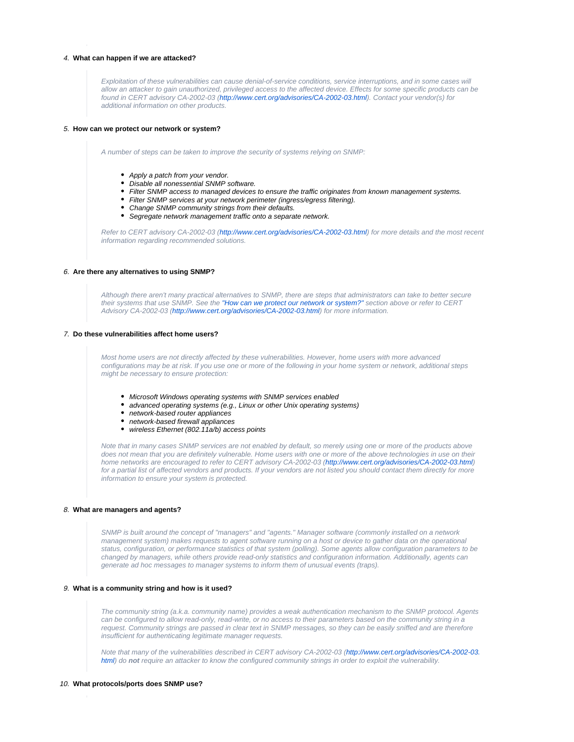4. **What can happen if we are attacked?**

   *Exploitation of these vulnerabilities can cause denial-of-service conditions, service interruptions, and in some cases will allow an attacker to gain unauthorized, privileged access to the affected device. Effects for some specific products can be found in CERT advisory CA-2002-03 ([http://www.cert.org/advisories/CA-2002-03.html](http://www.cert.org/advisories/CA-2002-03.html)). Contact your vendor(s) for additional information on other products.*

5. **How can we protect our network or system?**

   *A number of steps can be taken to improve the security of systems relying on SNMP:*

   - *Apply a patch from your vendor.*
   - *Disable all nonessential SNMP software.*
   - *Filter SNMP access to managed devices to ensure the traffic originates from known management systems.*
   - *Filter SNMP services at your network perimeter (ingress/egress filtering).*
   - *Change SNMP community strings from their defaults.*
   - *Segregate network management traffic onto a separate network.*

   *Refer to CERT advisory CA-2002-03 ([http://www.cert.org/advisories/CA-2002-03.html](http://www.cert.org/advisories/CA-2002-03.html)) for more details and the most recent information regarding recommended solutions.*

6. **Are there any alternatives to using SNMP?**

   *Although there aren't many practical alternatives to SNMP, there are steps that administrators can take to better secure their systems that use SNMP. See the "How can we protect our network or system?" section above or refer to CERT Advisory CA-2002-03 ([http://www.cert.org/advisories/CA-2002-03.html](http://www.cert.org/advisories/CA-2002-03.html)) for more information.*

7. **Do these vulnerabilities affect home users?**

   *Most home users are not directly affected by these vulnerabilities. However, home users with more advanced configurations may be at risk. If you use one or more of the following in your home system or network, additional steps might be necessary to ensure protection:*

   - *Microsoft Windows operating systems with SNMP services enabled*
   - *advanced operating systems (e.g., Linux or other Unix operating systems)*
   - *network-based router appliances*
   - *network-based firewall appliances*
   - *wireless Ethernet (802.11a/b) access points*

   *Note that in many cases SNMP services are not enabled by default, so merely using one or more of the products above does not mean that you are definitely vulnerable. Home users with one or more of the above technologies in use on their home networks are encouraged to refer to CERT advisory CA-2002-03 ([http://www.cert.org/advisories/CA-2002-03.html](http://www.cert.org/advisories/CA-2002-03.html)) for a partial list of affected vendors and products. If your vendors are not listed you should contact them directly for more information to ensure your system is protected.*

8. **What are managers and agents?**

   *SNMP is built around the concept of "managers" and "agents." Manager software (commonly installed on a network management system) makes requests to agent software running on a host or device to gather data on the operational status, configuration, or performance statistics of that system (polling). Some agents allow configuration parameters to be changed by managers, while others provide read-only statistics and configuration information. Additionally, agents can generate ad hoc messages to manager systems to inform them of unusual events (traps).*

9. **What is a community string and how is it used?**

   *The community string (a.k.a. community name) provides a weak authentication mechanism to the SNMP protocol. Agents can be configured to allow read-only, read-write, or no access to their parameters based on the community string in a request. Community strings are passed in clear text in SNMP messages, so they can be easily sniffed and are therefore insufficient for authenticating legitimate manager requests.*

   *Note that many of the vulnerabilities described in CERT advisory CA-2002-03 ([http://www.cert.org/advisories/CA-2002-03.html](http://www.cert.org/advisories/CA-2002-03.html)) do **not** require an attacker to know the configured community strings in order to exploit the vulnerability.*

10. **What protocols/ports does SNMP use?**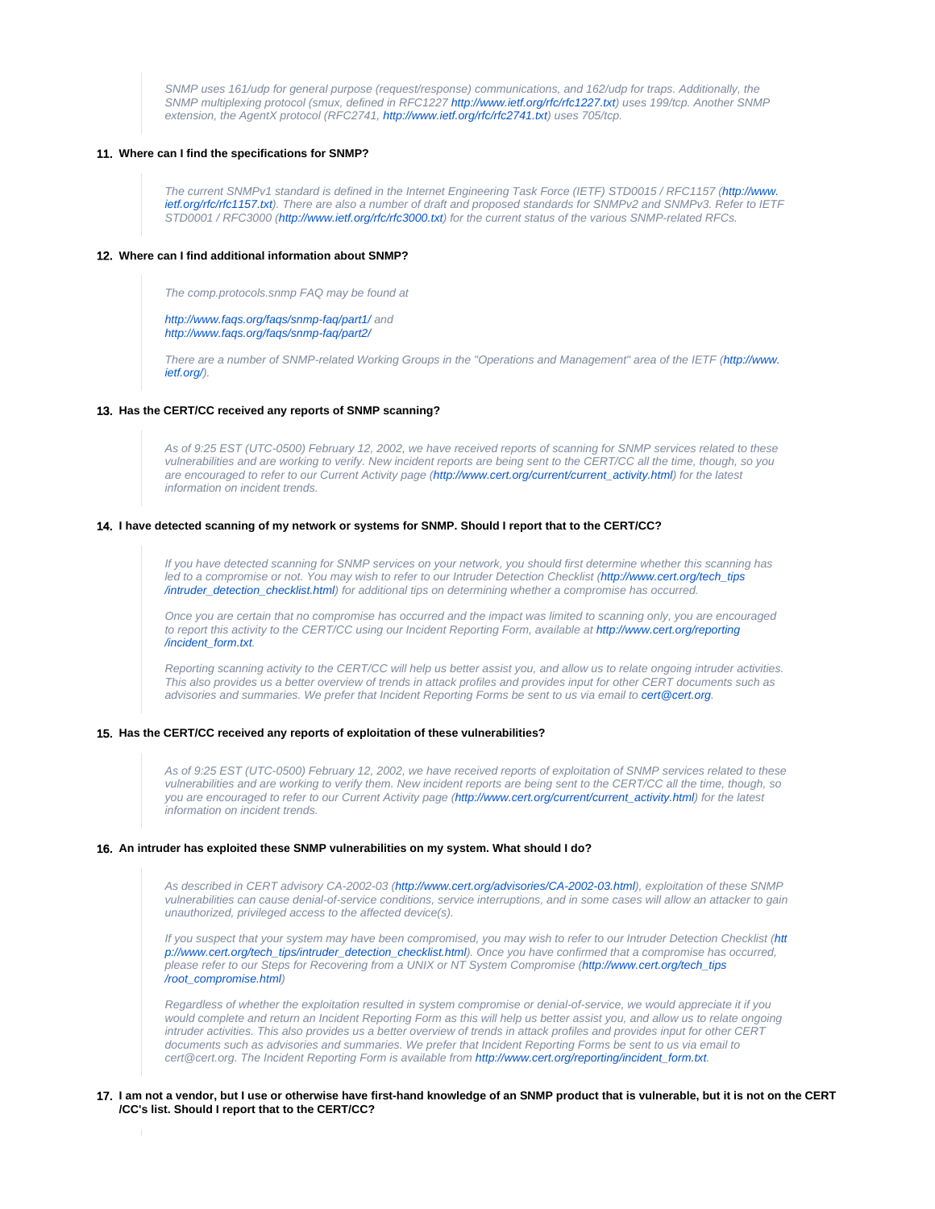> *SNMP uses 161/udp for general purpose (request/response) communications, and 162/udp for traps. Additionally, the SNMP multiplexing protocol (smux, defined in RFC1227 http://www.ietf.org/rfc/rfc1227.txt) uses 199/tcp. Another SNMP extension, the AgentX protocol (RFC2741, http://www.ietf.org/rfc/rfc2741.txt) uses 705/tcp.*

11. **Where can I find the specifications for SNMP?**

> *The current SNMPv1 standard is defined in the Internet Engineering Task Force (IETF) STD0015 / RFC1157 (http://www.ietf.org/rfc/rfc1157.txt). There are also a number of draft and proposed standards for SNMPv2 and SNMPv3. Refer to IETF STD0001 / RFC3000 (http://www.ietf.org/rfc/rfc3000.txt) for the current status of the various SNMP-related RFCs.*

12. **Where can I find additional information about SNMP?**

> *The comp.protocols.snmp FAQ may be found at*
>
> *http://www.faqs.org/faqs/snmp-faq/part1/ and*
> *http://www.faqs.org/faqs/snmp-faq/part2/*
>
> *There are a number of SNMP-related Working Groups in the "Operations and Management" area of the IETF (http://www.ietf.org/).*

13. **Has the CERT/CC received any reports of SNMP scanning?**

> *As of 9:25 EST (UTC-0500) February 12, 2002, we have received reports of scanning for SNMP services related to these vulnerabilities and are working to verify. New incident reports are being sent to the CERT/CC all the time, though, so you are encouraged to refer to our Current Activity page (http://www.cert.org/current/current_activity.html) for the latest information on incident trends.*

14. **I have detected scanning of my network or systems for SNMP. Should I report that to the CERT/CC?**

> *If you have detected scanning for SNMP services on your network, you should first determine whether this scanning has led to a compromise or not. You may wish to refer to our Intruder Detection Checklist (http://www.cert.org/tech_tips/intruder_detection_checklist.html) for additional tips on determining whether a compromise has occurred.*
>
> *Once you are certain that no compromise has occurred and the impact was limited to scanning only, you are encouraged to report this activity to the CERT/CC using our Incident Reporting Form, available at http://www.cert.org/reporting/incident_form.txt.*
>
> *Reporting scanning activity to the CERT/CC will help us better assist you, and allow us to relate ongoing intruder activities. This also provides us a better overview of trends in attack profiles and provides input for other CERT documents such as advisories and summaries. We prefer that Incident Reporting Forms be sent to us via email to cert@cert.org.*

15. **Has the CERT/CC received any reports of exploitation of these vulnerabilities?**

> *As of 9:25 EST (UTC-0500) February 12, 2002, we have received reports of exploitation of SNMP services related to these vulnerabilities and are working to verify them. New incident reports are being sent to the CERT/CC all the time, though, so you are encouraged to refer to our Current Activity page (http://www.cert.org/current/current_activity.html) for the latest information on incident trends.*

16. **An intruder has exploited these SNMP vulnerabilities on my system. What should I do?**

> *As described in CERT advisory CA-2002-03 (http://www.cert.org/advisories/CA-2002-03.html), exploitation of these SNMP vulnerabilities can cause denial-of-service conditions, service interruptions, and in some cases will allow an attacker to gain unauthorized, privileged access to the affected device(s).*
>
> *If you suspect that your system may have been compromised, you may wish to refer to our Intruder Detection Checklist (http://www.cert.org/tech_tips/intruder_detection_checklist.html). Once you have confirmed that a compromise has occurred, please refer to our Steps for Recovering from a UNIX or NT System Compromise (http://www.cert.org/tech_tips/root_compromise.html)*
>
> *Regardless of whether the exploitation resulted in system compromise or denial-of-service, we would appreciate it if you would complete and return an Incident Reporting Form as this will help us better assist you, and allow us to relate ongoing intruder activities. This also provides us a better overview of trends in attack profiles and provides input for other CERT documents such as advisories and summaries. We prefer that Incident Reporting Forms be sent to us via email to cert@cert.org. The Incident Reporting Form is available from http://www.cert.org/reporting/incident_form.txt.*

17. **I am not a vendor, but I use or otherwise have first-hand knowledge of an SNMP product that is vulnerable, but it is not on the CERT/CC's list. Should I report that to the CERT/CC?**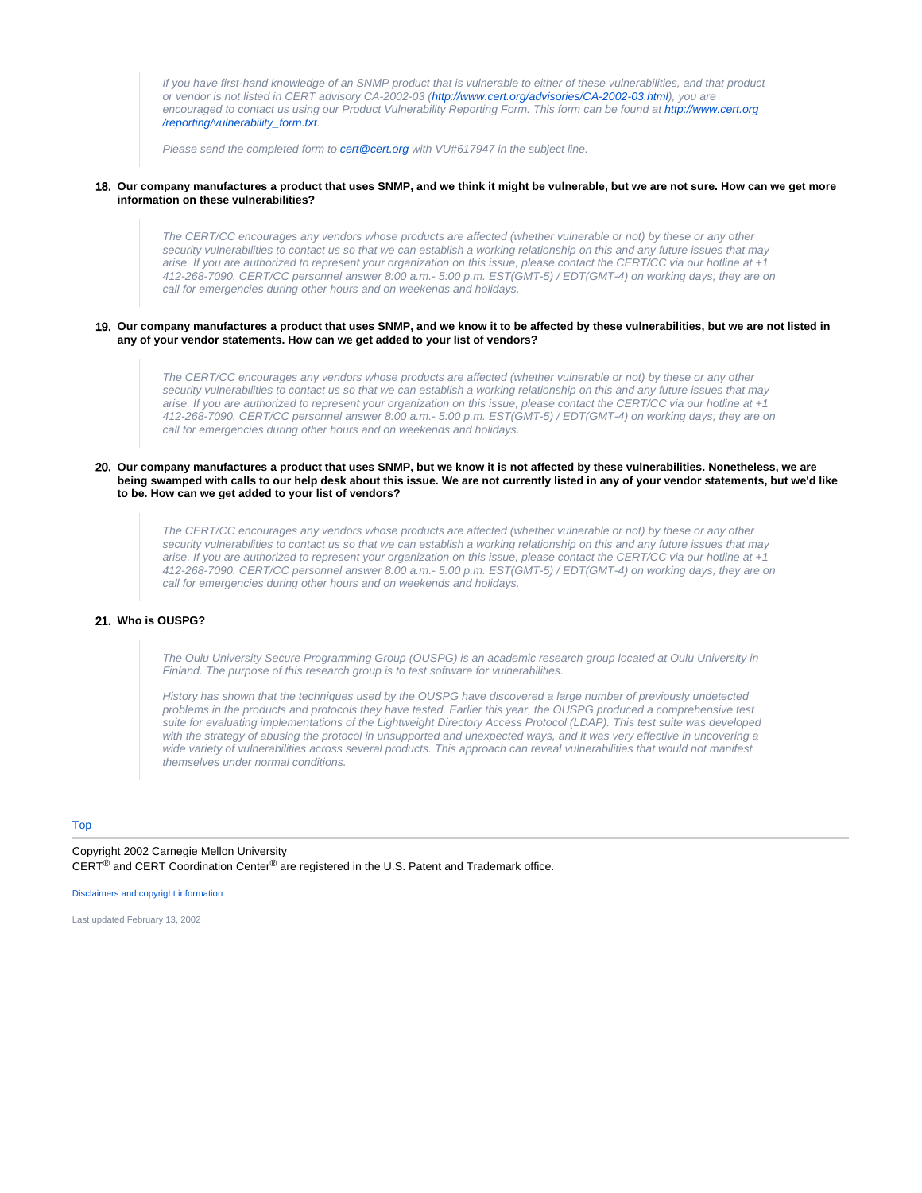*If you have first-hand knowledge of an SNMP product that is vulnerable to either of these vulnerabilities, and that product or vendor is not listed in CERT advisory CA-2002-03 (http://www.cert.org/advisories/CA-2002-03.html), you are encouraged to contact us using our Product Vulnerability Reporting Form. This form can be found at http://www.cert.org/reporting/vulnerability_form.txt.*

*Please send the completed form to cert@cert.org with VU#617947 in the subject line.*

18. **Our company manufactures a product that uses SNMP, and we think it might be vulnerable, but we are not sure. How can we get more information on these vulnerabilities?**

    *The CERT/CC encourages any vendors whose products are affected (whether vulnerable or not) by these or any other security vulnerabilities to contact us so that we can establish a working relationship on this and any future issues that may arise. If you are authorized to represent your organization on this issue, please contact the CERT/CC via our hotline at +1 412-268-7090. CERT/CC personnel answer 8:00 a.m.- 5:00 p.m. EST(GMT-5) / EDT(GMT-4) on working days; they are on call for emergencies during other hours and on weekends and holidays.*

19. **Our company manufactures a product that uses SNMP, and we know it to be affected by these vulnerabilities, but we are not listed in any of your vendor statements. How can we get added to your list of vendors?**

    *The CERT/CC encourages any vendors whose products are affected (whether vulnerable or not) by these or any other security vulnerabilities to contact us so that we can establish a working relationship on this and any future issues that may arise. If you are authorized to represent your organization on this issue, please contact the CERT/CC via our hotline at +1 412-268-7090. CERT/CC personnel answer 8:00 a.m.- 5:00 p.m. EST(GMT-5) / EDT(GMT-4) on working days; they are on call for emergencies during other hours and on weekends and holidays.*

20. **Our company manufactures a product that uses SNMP, but we know it is not affected by these vulnerabilities. Nonetheless, we are being swamped with calls to our help desk about this issue. We are not currently listed in any of your vendor statements, but we'd like to be. How can we get added to your list of vendors?**

    *The CERT/CC encourages any vendors whose products are affected (whether vulnerable or not) by these or any other security vulnerabilities to contact us so that we can establish a working relationship on this and any future issues that may arise. If you are authorized to represent your organization on this issue, please contact the CERT/CC via our hotline at +1 412-268-7090. CERT/CC personnel answer 8:00 a.m.- 5:00 p.m. EST(GMT-5) / EDT(GMT-4) on working days; they are on call for emergencies during other hours and on weekends and holidays.*

21. **Who is OUSPG?**

    *The Oulu University Secure Programming Group (OUSPG) is an academic research group located at Oulu University in Finland. The purpose of this research group is to test software for vulnerabilities.*

    *History has shown that the techniques used by the OUSPG have discovered a large number of previously undetected problems in the products and protocols they have tested. Earlier this year, the OUSPG produced a comprehensive test suite for evaluating implementations of the Lightweight Directory Access Protocol (LDAP). This test suite was developed with the strategy of abusing the protocol in unsupported and unexpected ways, and it was very effective in uncovering a wide variety of vulnerabilities across several products. This approach can reveal vulnerabilities that would not manifest themselves under normal conditions.*

Top

---

Copyright 2002 Carnegie Mellon University
CERT® and CERT Coordination Center® are registered in the U.S. Patent and Trademark office.

Disclaimers and copyright information

Last updated February 13, 2002